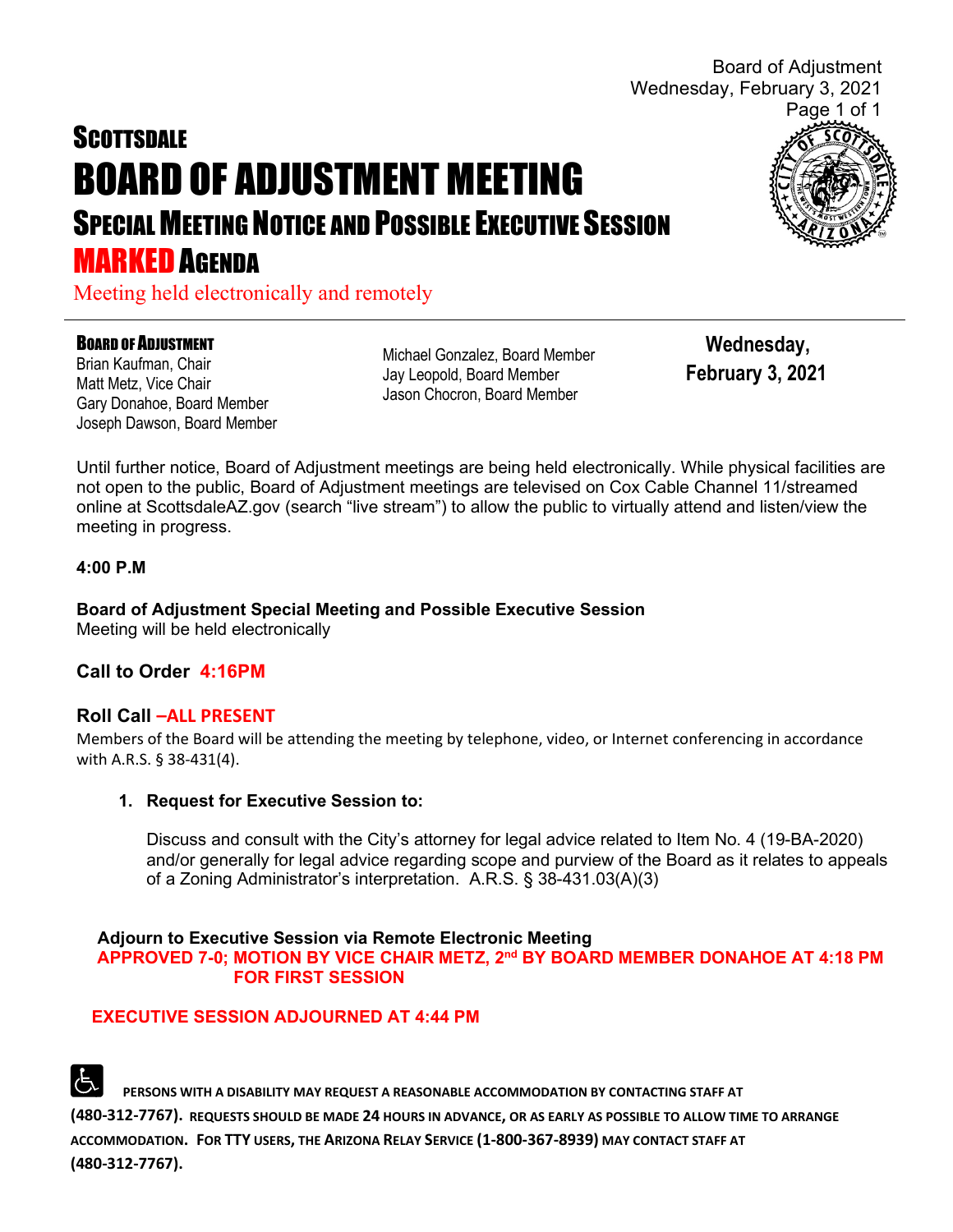# SCOTTSDALE
# BOARD OF ADJUSTMENT MEETING
## SPECIAL MEETING NOTICE AND POSSIBLE EXECUTIVE SESSION
## MARKED AGENDA

Meeting held electronically and remotely

**BOARD OF ADJUSTMENT**
Brian Kaufman, Chair
Matt Metz, Vice Chair
Gary Donahoe, Board Member
Joseph Dawson, Board Member
Michael Gonzalez, Board Member
Jay Leopold, Board Member
Jason Chocron, Board Member

**Wednesday, February 3, 2021**

Until further notice, Board of Adjustment meetings are being held electronically. While physical facilities are not open to the public, Board of Adjustment meetings are televised on Cox Cable Channel 11/streamed online at ScottsdaleAZ.gov (search "live stream") to allow the public to virtually attend and listen/view the meeting in progress.

**4:00 P.M**

**Board of Adjustment Special Meeting and Possible Executive Session**
Meeting will be held electronically

### Call to Order 4:16PM

### Roll Call –ALL PRESENT

Members of the Board will be attending the meeting by telephone, video, or Internet conferencing in accordance with A.R.S. § 38-431(4).

1. **Request for Executive Session to:**

   Discuss and consult with the City's attorney for legal advice related to Item No. 4 (19-BA-2020) and/or generally for legal advice regarding scope and purview of the Board as it relates to appeals of a Zoning Administrator's interpretation. A.R.S. § 38-431.03(A)(3)

**Adjourn to Executive Session via Remote Electronic Meeting**
**APPROVED 7-0; MOTION BY VICE CHAIR METZ, 2nd BY BOARD MEMBER DONAHOE AT 4:18 PM FOR FIRST SESSION**

**EXECUTIVE SESSION ADJOURNED AT 4:44 PM**

PERSONS WITH A DISABILITY MAY REQUEST A REASONABLE ACCOMMODATION BY CONTACTING STAFF AT (480-312-7767). REQUESTS SHOULD BE MADE 24 HOURS IN ADVANCE, OR AS EARLY AS POSSIBLE TO ALLOW TIME TO ARRANGE ACCOMMODATION. FOR TTY USERS, THE ARIZONA RELAY SERVICE (1-800-367-8939) MAY CONTACT STAFF AT (480-312-7767).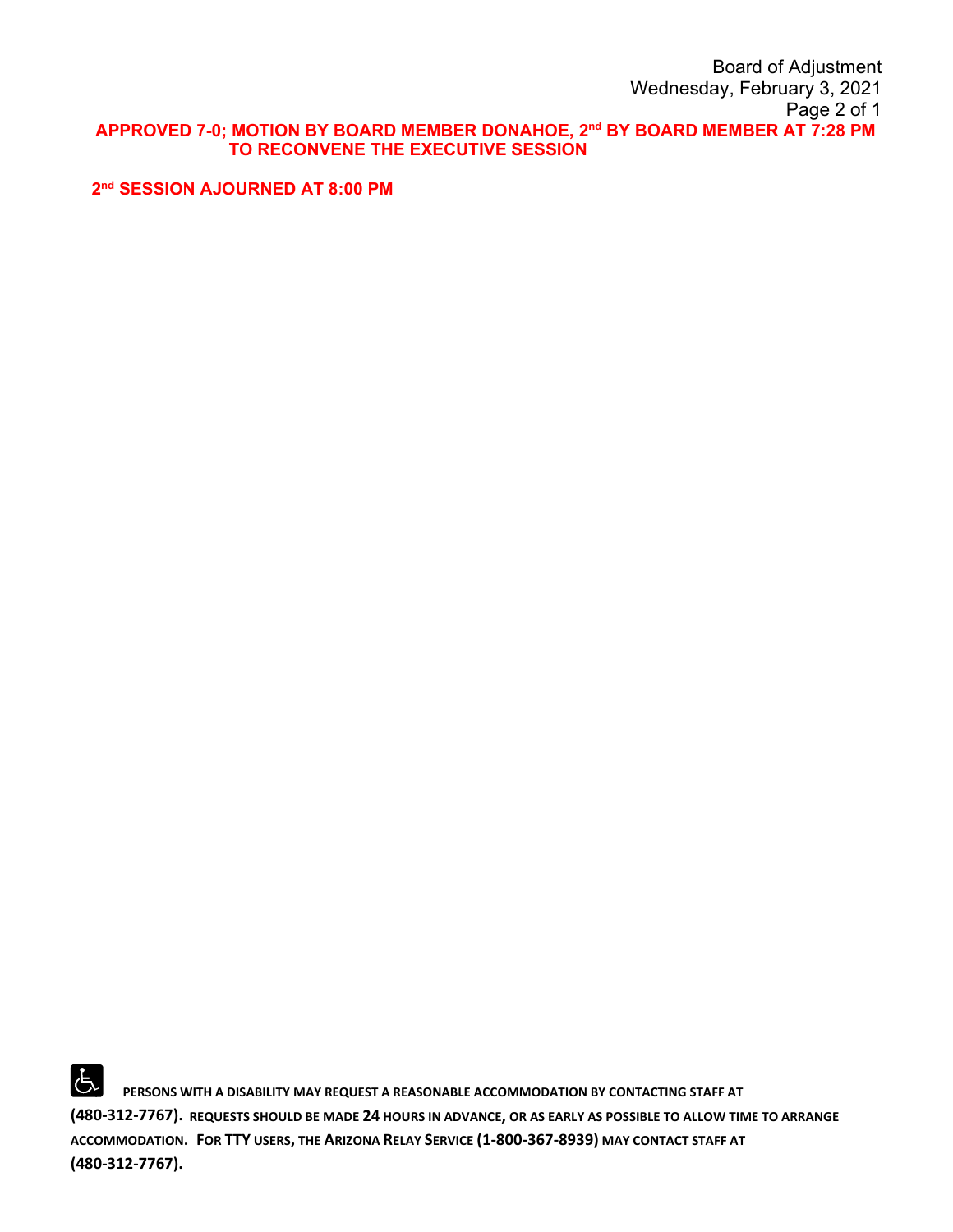**APPROVED 7-0; MOTION BY BOARD MEMBER DONAHOE, 2nd BY BOARD MEMBER AT 7:28 PM TO RECONVENE THE EXECUTIVE SESSION**

**2nd SESSION AJOURNED AT 8:00 PM**

**PERSONS WITH A DISABILITY MAY REQUEST A REASONABLE ACCOMMODATION BY CONTACTING STAFF AT (480-312-7767). REQUESTS SHOULD BE MADE 24 HOURS IN ADVANCE, OR AS EARLY AS POSSIBLE TO ALLOW TIME TO ARRANGE ACCOMMODATION. FOR TTY USERS, THE ARIZONA RELAY SERVICE (1-800-367-8939) MAY CONTACT STAFF AT (480-312-7767).**